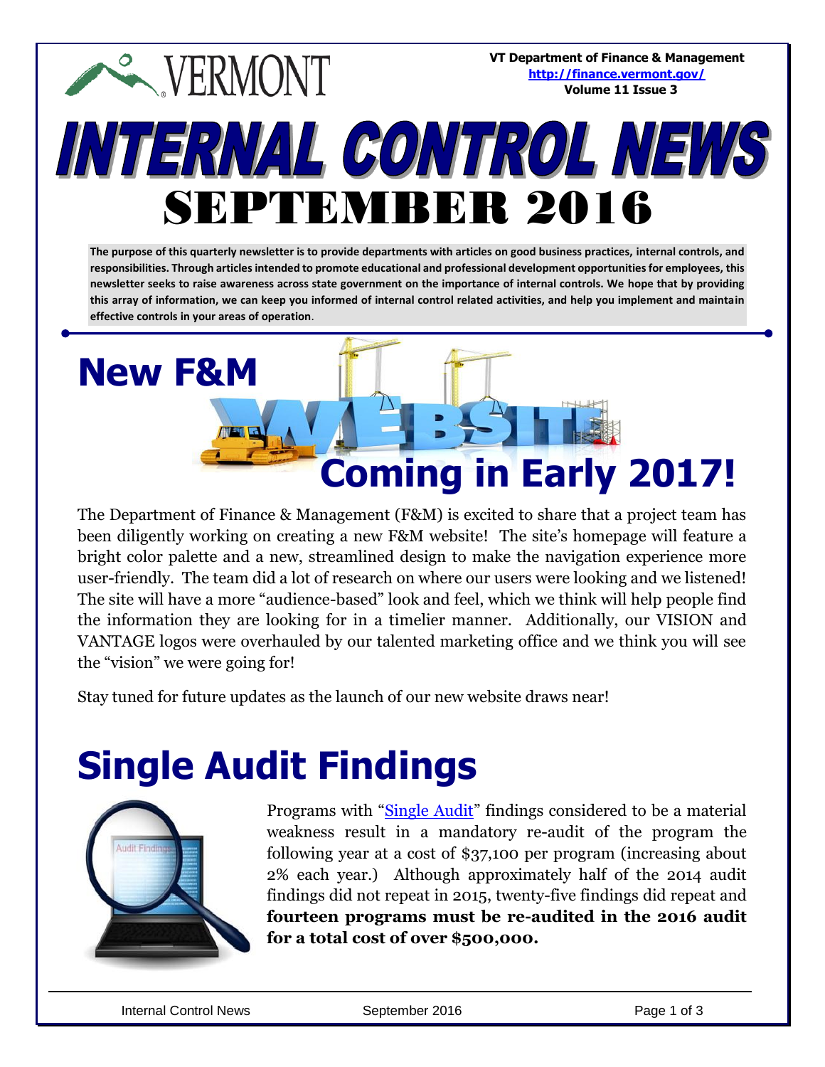VT Department of Finance & Management
http://finance.vermont.gov/
Volume 11 Issue 3

# INTERNAL CONTROL NEWS

# SEPTEMBER 2016

**The purpose of this quarterly newsletter is to provide departments with articles on good business practices, internal controls, and responsibilities. Through articles intended to promote educational and professional development opportunities for employees, this newsletter seeks to raise awareness across state government on the importance of internal controls. We hope that by providing this array of information, we can keep you informed of internal control related activities, and help you implement and maintain effective controls in your areas of operation**.

## New F&M WEBSITE Coming in Early 2017!

The Department of Finance & Management (F&M) is excited to share that a project team has been diligently working on creating a new F&M website! The site's homepage will feature a bright color palette and a new, streamlined design to make the navigation experience more user-friendly. The team did a lot of research on where our users were looking and we listened! The site will have a more "audience-based" look and feel, which we think will help people find the information they are looking for in a timelier manner. Additionally, our VISION and VANTAGE logos were overhauled by our talented marketing office and we think you will see the "vision" we were going for!

Stay tuned for future updates as the launch of our new website draws near!

## Single Audit Findings

Programs with "Single Audit" findings considered to be a material weakness result in a mandatory re-audit of the program the following year at a cost of $37,100 per program (increasing about 2% each year.) Although approximately half of the 2014 audit findings did not repeat in 2015, twenty-five findings did repeat and **fourteen programs must be re-audited in the 2016 audit for a total cost of over $500,000.**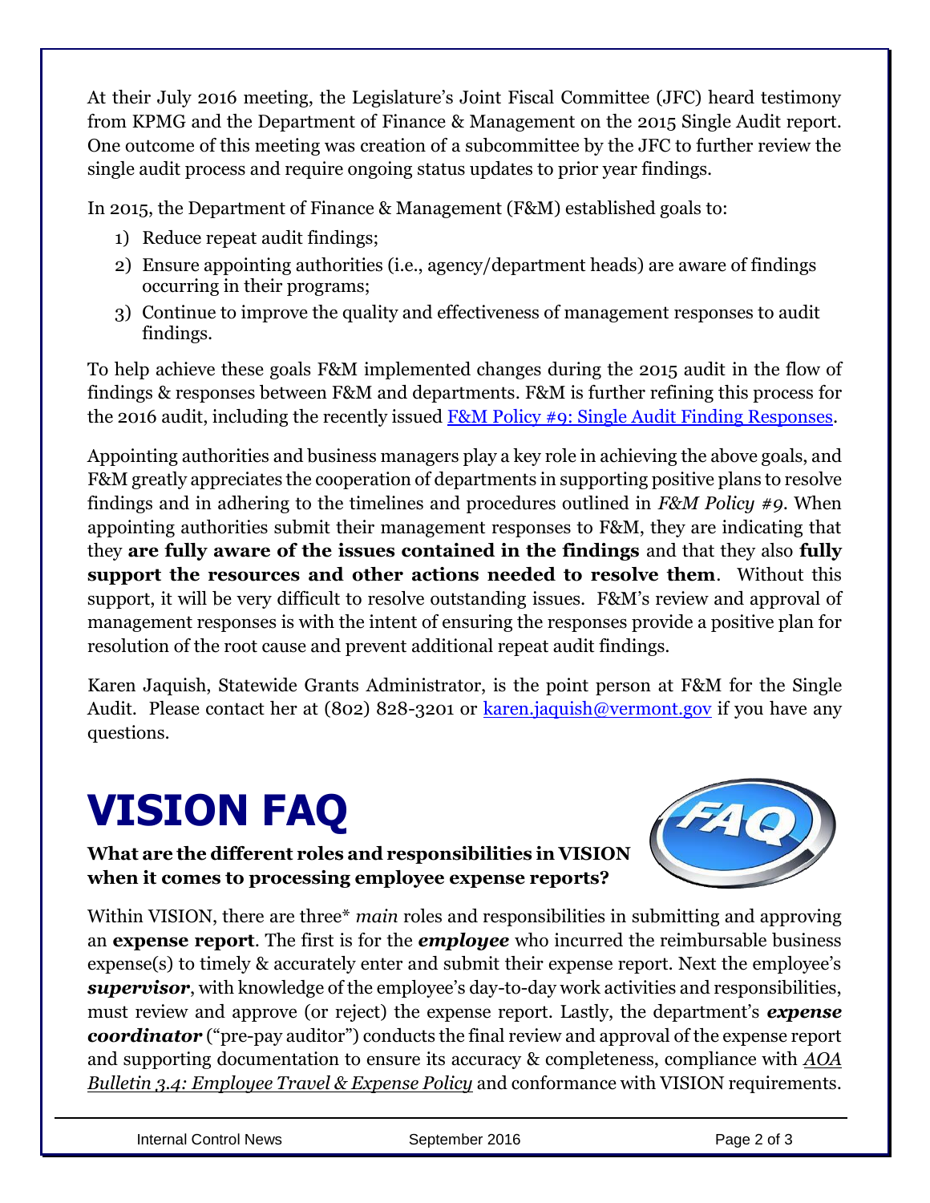At their July 2016 meeting, the Legislature's Joint Fiscal Committee (JFC) heard testimony from KPMG and the Department of Finance & Management on the 2015 Single Audit report. One outcome of this meeting was creation of a subcommittee by the JFC to further review the single audit process and require ongoing status updates to prior year findings.

In 2015, the Department of Finance & Management (F&M) established goals to:

1) Reduce repeat audit findings;
2) Ensure appointing authorities (i.e., agency/department heads) are aware of findings occurring in their programs;
3) Continue to improve the quality and effectiveness of management responses to audit findings.

To help achieve these goals F&M implemented changes during the 2015 audit in the flow of findings & responses between F&M and departments. F&M is further refining this process for the 2016 audit, including the recently issued [F&M Policy #9: Single Audit Finding Responses](F&M Policy #9: Single Audit Finding Responses).

Appointing authorities and business managers play a key role in achieving the above goals, and F&M greatly appreciates the cooperation of departments in supporting positive plans to resolve findings and in adhering to the timelines and procedures outlined in *F&M Policy #9*. When appointing authorities submit their management responses to F&M, they are indicating that they **are fully aware of the issues contained in the findings** and that they also **fully support the resources and other actions needed to resolve them**. Without this support, it will be very difficult to resolve outstanding issues. F&M's review and approval of management responses is with the intent of ensuring the responses provide a positive plan for resolution of the root cause and prevent additional repeat audit findings.

Karen Jaquish, Statewide Grants Administrator, is the point person at F&M for the Single Audit. Please contact her at (802) 828-3201 or [karen.jaquish@vermont.gov](mailto:karen.jaquish@vermont.gov) if you have any questions.

# VISION FAQ

**What are the different roles and responsibilities in VISION when it comes to processing employee expense reports?**

Within VISION, there are three* *main* roles and responsibilities in submitting and approving an **expense report**. The first is for the ***employee*** who incurred the reimbursable business expense(s) to timely & accurately enter and submit their expense report. Next the employee's ***supervisor***, with knowledge of the employee's day-to-day work activities and responsibilities, must review and approve (or reject) the expense report. Lastly, the department's ***expense coordinator*** ("pre-pay auditor") conducts the final review and approval of the expense report and supporting documentation to ensure its accuracy & completeness, compliance with *AOA Bulletin 3.4: Employee Travel & Expense Policy* and conformance with VISION requirements.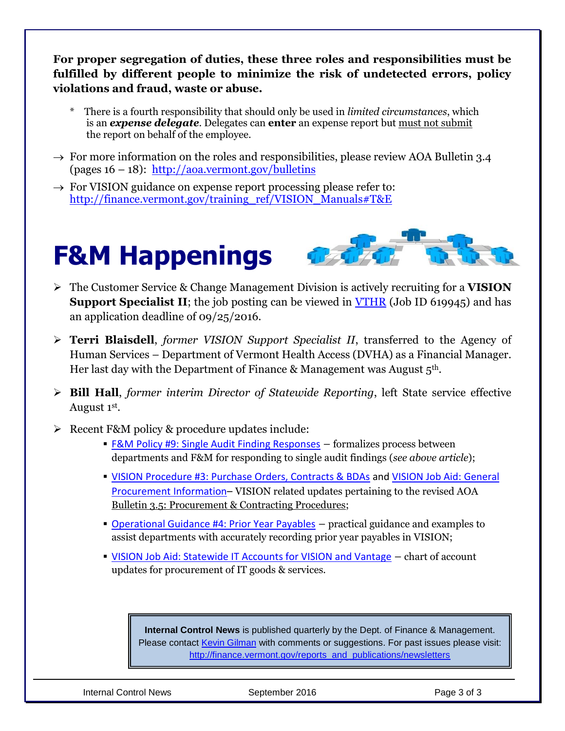**For proper segregation of duties, these three roles and responsibilities must be fulfilled by different people to minimize the risk of undetected errors, policy violations and fraud, waste or abuse.**

* There is a fourth responsibility that should only be used in *limited circumstances*, which is an ***expense delegate***. Delegates can **enter** an expense report but must not submit the report on behalf of the employee.

→ For more information on the roles and responsibilities, please review AOA Bulletin 3.4 (pages 16 – 18): http://aoa.vermont.gov/bulletins

→ For VISION guidance on expense report processing please refer to: http://finance.vermont.gov/training_ref/VISION_Manuals#T&E

# F&M Happenings

- The Customer Service & Change Management Division is actively recruiting for a **VISION Support Specialist II**; the job posting can be viewed in VTHR (Job ID 619945) and has an application deadline of 09/25/2016.
- **Terri Blaisdell**, *former VISION Support Specialist II*, transferred to the Agency of Human Services – Department of Vermont Health Access (DVHA) as a Financial Manager. Her last day with the Department of Finance & Management was August 5th.
- **Bill Hall**, *former interim Director of Statewide Reporting*, left State service effective August 1st.
- Recent F&M policy & procedure updates include:
  - F&M Policy #9: Single Audit Finding Responses – formalizes process between departments and F&M for responding to single audit findings (*see above article*);
  - VISION Procedure #3: Purchase Orders, Contracts & BDAs and VISION Job Aid: General Procurement Information– VISION related updates pertaining to the revised AOA Bulletin 3.5: Procurement & Contracting Procedures;
  - Operational Guidance #4: Prior Year Payables – practical guidance and examples to assist departments with accurately recording prior year payables in VISION;
  - VISION Job Aid: Statewide IT Accounts for VISION and Vantage – chart of account updates for procurement of IT goods & services.

**Internal Control News** is published quarterly by the Dept. of Finance & Management. Please contact Kevin Gilman with comments or suggestions. For past issues please visit: http://finance.vermont.gov/reports_and_publications/newsletters